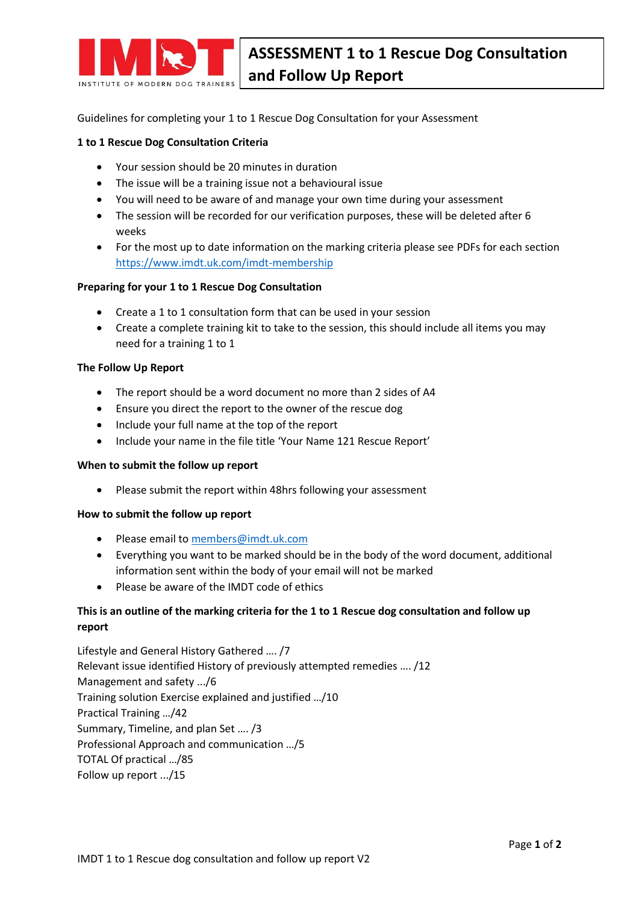# ASSESSMENT 1 to 1 Rescue Dog Consultation and Follow Up Report

Guidelines for completing your 1 to 1 Rescue Dog Consultation for your Assessment

**1 to 1 Rescue Dog Consultation Criteria**

- Your session should be 20 minutes in duration
- The issue will be a training issue not a behavioural issue
- You will need to be aware of and manage your own time during your assessment
- The session will be recorded for our verification purposes, these will be deleted after 6 weeks
- For the most up to date information on the marking criteria please see PDFs for each section https://www.imdt.uk.com/imdt-membership

**Preparing for your 1 to 1 Rescue Dog Consultation**

- Create a 1 to 1 consultation form that can be used in your session
- Create a complete training kit to take to the session, this should include all items you may need for a training 1 to 1

**The Follow Up Report**

- The report should be a word document no more than 2 sides of A4
- Ensure you direct the report to the owner of the rescue dog
- Include your full name at the top of the report
- Include your name in the file title 'Your Name 121 Rescue Report'

**When to submit the follow up report**

- Please submit the report within 48hrs following your assessment

**How to submit the follow up report**

- Please email to members@imdt.uk.com
- Everything you want to be marked should be in the body of the word document, additional information sent within the body of your email will not be marked
- Please be aware of the IMDT code of ethics

**This is an outline of the marking criteria for the 1 to 1 Rescue dog consultation and follow up report**

Lifestyle and General History Gathered …. /7
Relevant issue identified History of previously attempted remedies …. /12
Management and safety .../6
Training solution Exercise explained and justified …/10
Practical Training …/42
Summary, Timeline, and plan Set …. /3
Professional Approach and communication …/5
TOTAL Of practical …/85
Follow up report .../15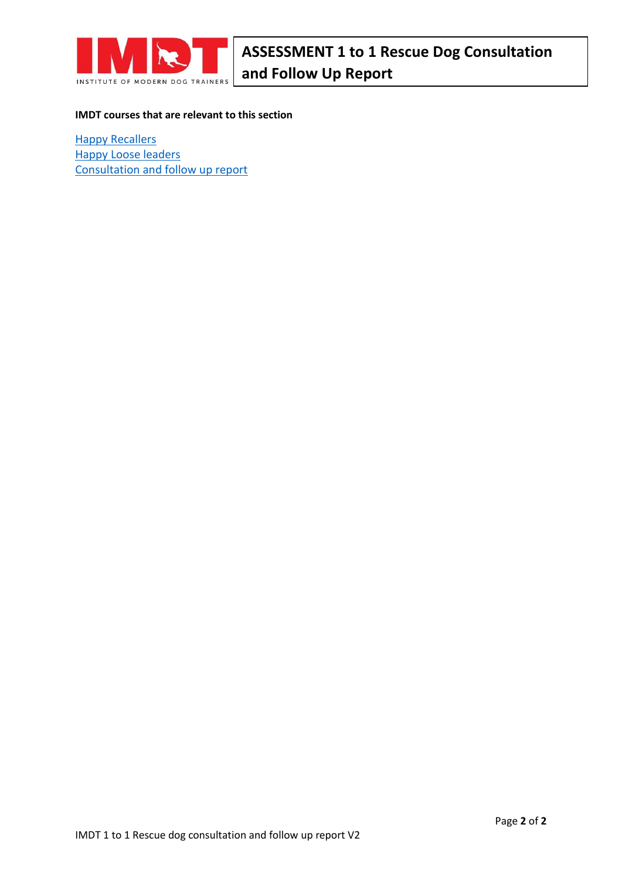**IMDT courses that are relevant to this section**

Happy Recallers
Happy Loose leaders
Consultation and follow up report